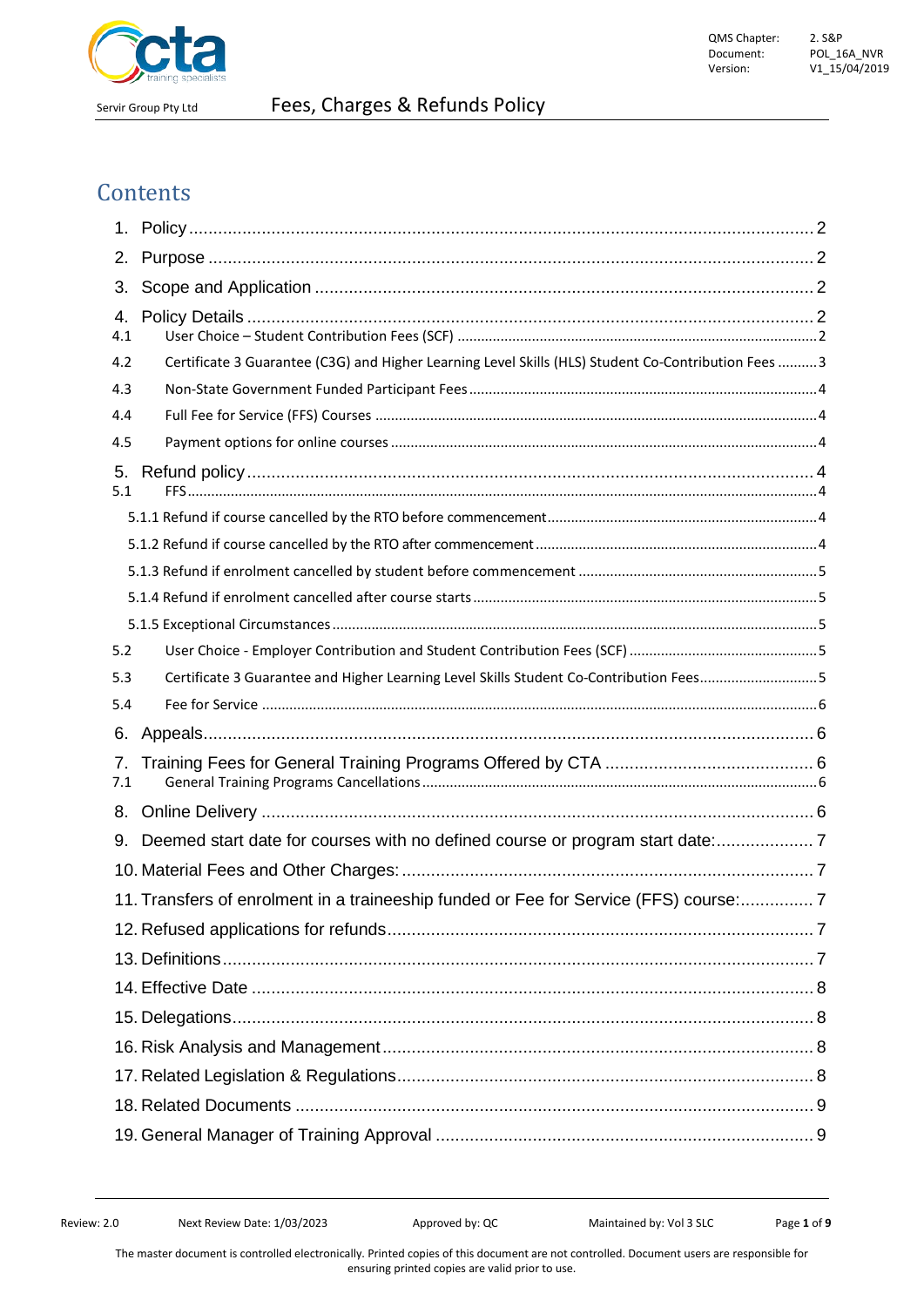# Contents

1. Policy ..... 2
2. Purpose ..... 2
3. Scope and Application ..... 2
4. Policy Details ..... 2
   - 4.1 User Choice – Student Contribution Fees (SCF) ..... 2
   - 4.2 Certificate 3 Guarantee (C3G) and Higher Learning Level Skills (HLS) Student Co-Contribution Fees ..... 3
   - 4.3 Non-State Government Funded Participant Fees ..... 4
   - 4.4 Full Fee for Service (FFS) Courses ..... 4
   - 4.5 Payment options for online courses ..... 4
5. Refund policy ..... 4
   - 5.1 FFS ..... 4
     - 5.1.1 Refund if course cancelled by the RTO before commencement ..... 4
     - 5.1.2 Refund if course cancelled by the RTO after commencement ..... 4
     - 5.1.3 Refund if enrolment cancelled by student before commencement ..... 5
     - 5.1.4 Refund if enrolment cancelled after course starts ..... 5
     - 5.1.5 Exceptional Circumstances ..... 5
   - 5.2 User Choice - Employer Contribution and Student Contribution Fees (SCF) ..... 5
   - 5.3 Certificate 3 Guarantee and Higher Learning Level Skills Student Co-Contribution Fees ..... 5
   - 5.4 Fee for Service ..... 6
6. Appeals ..... 6
7. Training Fees for General Training Programs Offered by CTA ..... 6
   - 7.1 General Training Programs Cancellations ..... 6
8. Online Delivery ..... 6
9. Deemed start date for courses with no defined course or program start date: ..... 7
10. Material Fees and Other Charges: ..... 7
11. Transfers of enrolment in a traineeship funded or Fee for Service (FFS) course: ..... 7
12. Refused applications for refunds ..... 7
13. Definitions ..... 7
14. Effective Date ..... 8
15. Delegations ..... 8
16. Risk Analysis and Management ..... 8
17. Related Legislation & Regulations ..... 8
18. Related Documents ..... 9
19. General Manager of Training Approval ..... 9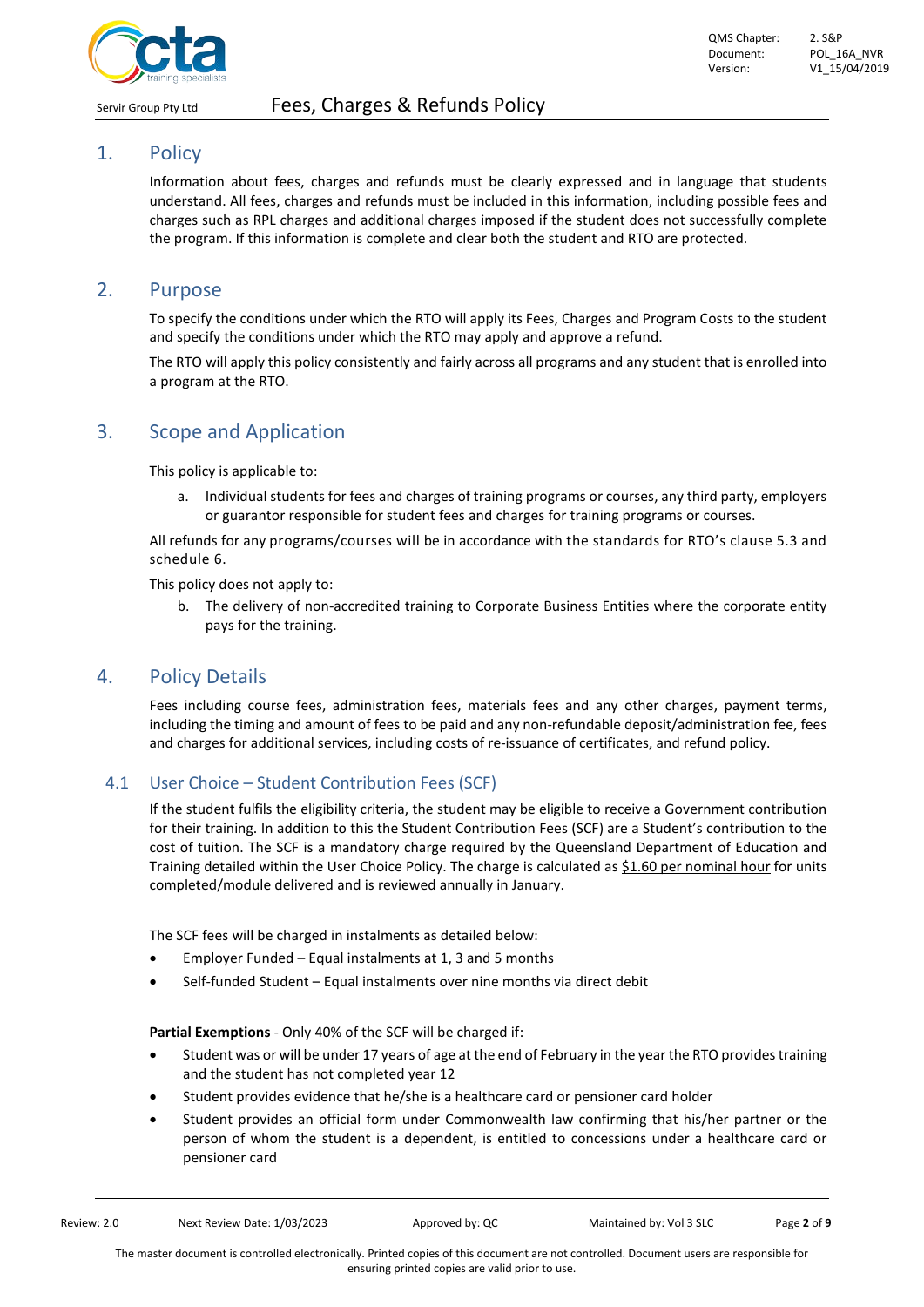## 1. Policy

Information about fees, charges and refunds must be clearly expressed and in language that students understand. All fees, charges and refunds must be included in this information, including possible fees and charges such as RPL charges and additional charges imposed if the student does not successfully complete the program. If this information is complete and clear both the student and RTO are protected.

## 2. Purpose

To specify the conditions under which the RTO will apply its Fees, Charges and Program Costs to the student and specify the conditions under which the RTO may apply and approve a refund.

The RTO will apply this policy consistently and fairly across all programs and any student that is enrolled into a program at the RTO.

## 3. Scope and Application

This policy is applicable to:

a. Individual students for fees and charges of training programs or courses, any third party, employers or guarantor responsible for student fees and charges for training programs or courses.

All refunds for any programs/courses will be in accordance with the standards for RTO's clause 5.3 and schedule 6.

This policy does not apply to:

b. The delivery of non-accredited training to Corporate Business Entities where the corporate entity pays for the training.

## 4. Policy Details

Fees including course fees, administration fees, materials fees and any other charges, payment terms, including the timing and amount of fees to be paid and any non-refundable deposit/administration fee, fees and charges for additional services, including costs of re-issuance of certificates, and refund policy.

### 4.1 User Choice – Student Contribution Fees (SCF)

If the student fulfils the eligibility criteria, the student may be eligible to receive a Government contribution for their training. In addition to this the Student Contribution Fees (SCF) are a Student's contribution to the cost of tuition. The SCF is a mandatory charge required by the Queensland Department of Education and Training detailed within the User Choice Policy. The charge is calculated as $1.60 per nominal hour for units completed/module delivered and is reviewed annually in January.

The SCF fees will be charged in instalments as detailed below:

- Employer Funded – Equal instalments at 1, 3 and 5 months
- Self-funded Student – Equal instalments over nine months via direct debit

**Partial Exemptions** - Only 40% of the SCF will be charged if:

- Student was or will be under 17 years of age at the end of February in the year the RTO provides training and the student has not completed year 12
- Student provides evidence that he/she is a healthcare card or pensioner card holder
- Student provides an official form under Commonwealth law confirming that his/her partner or the person of whom the student is a dependent, is entitled to concessions under a healthcare card or pensioner card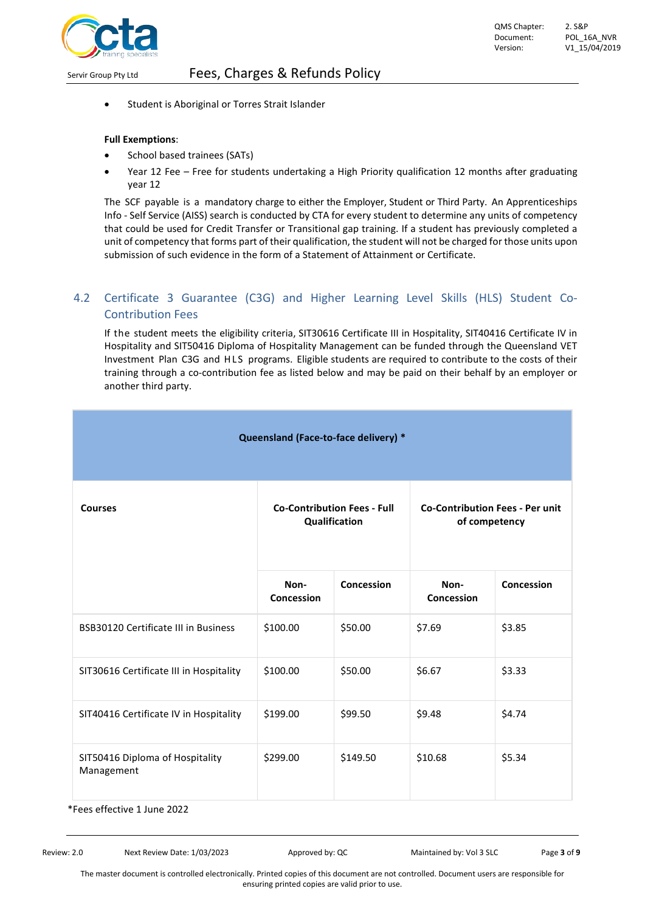- Student is Aboriginal or Torres Strait Islander

**Full Exemptions**:

- School based trainees (SATs)
- Year 12 Fee – Free for students undertaking a High Priority qualification 12 months after graduating year 12

The SCF payable is a mandatory charge to either the Employer, Student or Third Party. An Apprenticeships Info - Self Service (AISS) search is conducted by CTA for every student to determine any units of competency that could be used for Credit Transfer or Transitional gap training. If a student has previously completed a unit of competency that forms part of their qualification, the student will not be charged for those units upon submission of such evidence in the form of a Statement of Attainment or Certificate.

## 4.2 Certificate 3 Guarantee (C3G) and Higher Learning Level Skills (HLS) Student Co-Contribution Fees

If the student meets the eligibility criteria, SIT30616 Certificate III in Hospitality, SIT40416 Certificate IV in Hospitality and SIT50416 Diploma of Hospitality Management can be funded through the Queensland VET Investment Plan C3G and HLS programs. Eligible students are required to contribute to the costs of their training through a co-contribution fee as listed below and may be paid on their behalf by an employer or another third party.

| Queensland (Face-to-face delivery) * | | | | |
|---|---|---|---|---|
| Courses | Co-Contribution Fees - Full Qualification | | Co-Contribution Fees - Per unit of competency | |
| | Non-Concession | Concession | Non-Concession | Concession |
| BSB30120 Certificate III in Business | $100.00 | $50.00 | $7.69 | $3.85 |
| SIT30616 Certificate III in Hospitality | $100.00 | $50.00 | $6.67 | $3.33 |
| SIT40416 Certificate IV in Hospitality | $199.00 | $99.50 | $9.48 | $4.74 |
| SIT50416 Diploma of Hospitality Management | $299.00 | $149.50 | $10.68 | $5.34 |

*Fees effective 1 June 2022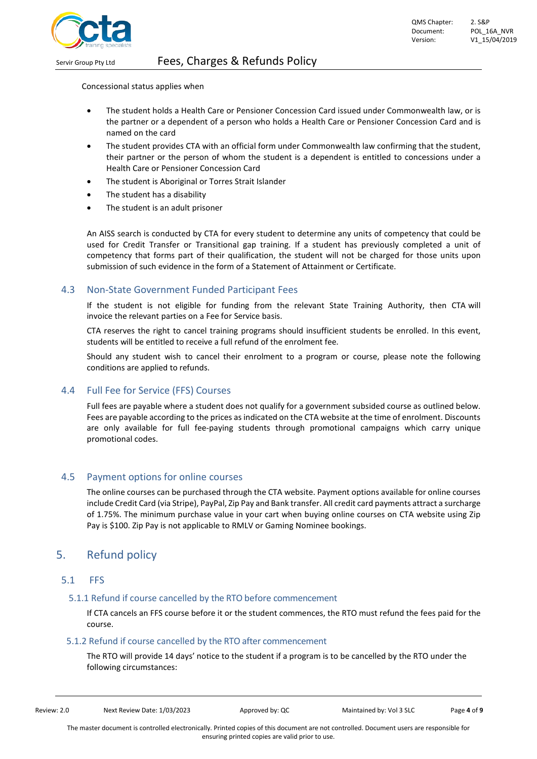Concessional status applies when

- The student holds a Health Care or Pensioner Concession Card issued under Commonwealth law, or is the partner or a dependent of a person who holds a Health Care or Pensioner Concession Card and is named on the card
- The student provides CTA with an official form under Commonwealth law confirming that the student, their partner or the person of whom the student is a dependent is entitled to concessions under a Health Care or Pensioner Concession Card
- The student is Aboriginal or Torres Strait Islander
- The student has a disability
- The student is an adult prisoner

An AISS search is conducted by CTA for every student to determine any units of competency that could be used for Credit Transfer or Transitional gap training. If a student has previously completed a unit of competency that forms part of their qualification, the student will not be charged for those units upon submission of such evidence in the form of a Statement of Attainment or Certificate.

### 4.3 Non-State Government Funded Participant Fees

If the student is not eligible for funding from the relevant State Training Authority, then CTA will invoice the relevant parties on a Fee for Service basis.

CTA reserves the right to cancel training programs should insufficient students be enrolled. In this event, students will be entitled to receive a full refund of the enrolment fee.

Should any student wish to cancel their enrolment to a program or course, please note the following conditions are applied to refunds.

### 4.4 Full Fee for Service (FFS) Courses

Full fees are payable where a student does not qualify for a government subsided course as outlined below. Fees are payable according to the prices as indicated on the CTA website at the time of enrolment. Discounts are only available for full fee-paying students through promotional campaigns which carry unique promotional codes.

### 4.5 Payment options for online courses

The online courses can be purchased through the CTA website. Payment options available for online courses include Credit Card (via Stripe), PayPal, Zip Pay and Bank transfer. All credit card payments attract a surcharge of 1.75%. The minimum purchase value in your cart when buying online courses on CTA website using Zip Pay is $100. Zip Pay is not applicable to RMLV or Gaming Nominee bookings.

## 5. Refund policy

### 5.1 FFS

#### 5.1.1 Refund if course cancelled by the RTO before commencement

If CTA cancels an FFS course before it or the student commences, the RTO must refund the fees paid for the course.

#### 5.1.2 Refund if course cancelled by the RTO after commencement

The RTO will provide 14 days' notice to the student if a program is to be cancelled by the RTO under the following circumstances: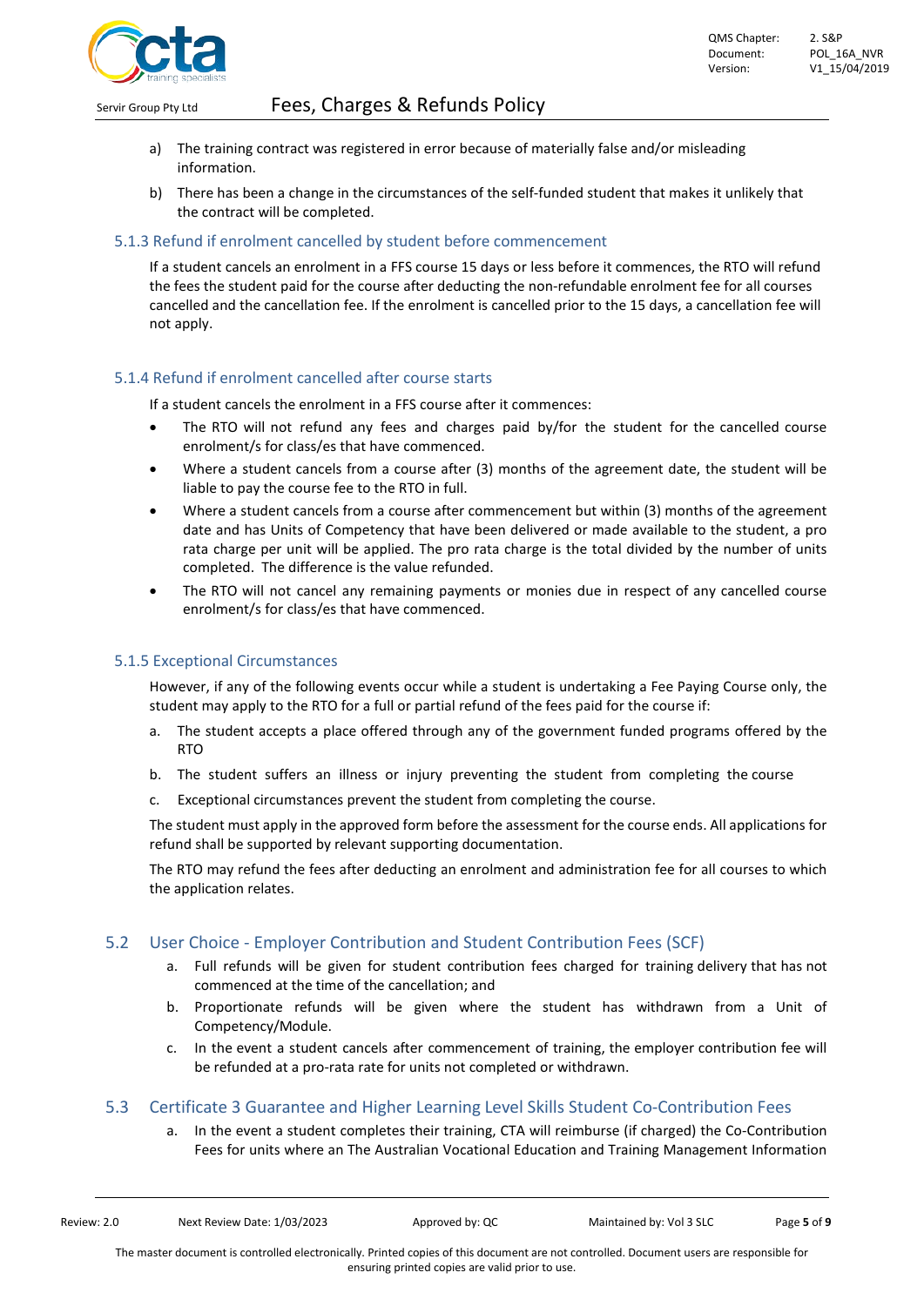a) The training contract was registered in error because of materially false and/or misleading information.

b) There has been a change in the circumstances of the self-funded student that makes it unlikely that the contract will be completed.

### 5.1.3 Refund if enrolment cancelled by student before commencement

If a student cancels an enrolment in a FFS course 15 days or less before it commences, the RTO will refund the fees the student paid for the course after deducting the non-refundable enrolment fee for all courses cancelled and the cancellation fee. If the enrolment is cancelled prior to the 15 days, a cancellation fee will not apply.

### 5.1.4 Refund if enrolment cancelled after course starts

If a student cancels the enrolment in a FFS course after it commences:

- The RTO will not refund any fees and charges paid by/for the student for the cancelled course enrolment/s for class/es that have commenced.
- Where a student cancels from a course after (3) months of the agreement date, the student will be liable to pay the course fee to the RTO in full.
- Where a student cancels from a course after commencement but within (3) months of the agreement date and has Units of Competency that have been delivered or made available to the student, a pro rata charge per unit will be applied. The pro rata charge is the total divided by the number of units completed. The difference is the value refunded.
- The RTO will not cancel any remaining payments or monies due in respect of any cancelled course enrolment/s for class/es that have commenced.

### 5.1.5 Exceptional Circumstances

However, if any of the following events occur while a student is undertaking a Fee Paying Course only, the student may apply to the RTO for a full or partial refund of the fees paid for the course if:

a. The student accepts a place offered through any of the government funded programs offered by the RTO

b. The student suffers an illness or injury preventing the student from completing the course

c. Exceptional circumstances prevent the student from completing the course.

The student must apply in the approved form before the assessment for the course ends. All applications for refund shall be supported by relevant supporting documentation.

The RTO may refund the fees after deducting an enrolment and administration fee for all courses to which the application relates.

## 5.2 User Choice - Employer Contribution and Student Contribution Fees (SCF)

a. Full refunds will be given for student contribution fees charged for training delivery that has not commenced at the time of the cancellation; and

b. Proportionate refunds will be given where the student has withdrawn from a Unit of Competency/Module.

c. In the event a student cancels after commencement of training, the employer contribution fee will be refunded at a pro-rata rate for units not completed or withdrawn.

## 5.3 Certificate 3 Guarantee and Higher Learning Level Skills Student Co-Contribution Fees

a. In the event a student completes their training, CTA will reimburse (if charged) the Co-Contribution Fees for units where an The Australian Vocational Education and Training Management Information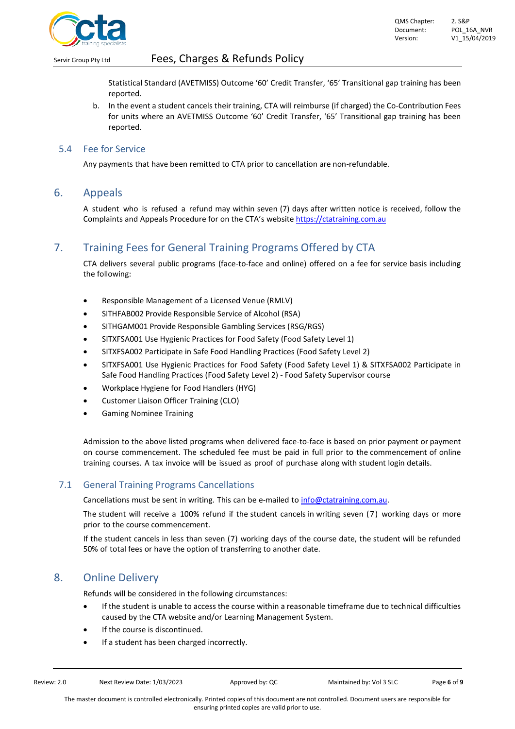Statistical Standard (AVETMISS) Outcome '60' Credit Transfer, '65' Transitional gap training has been reported.

b. In the event a student cancels their training, CTA will reimburse (if charged) the Co-Contribution Fees for units where an AVETMISS Outcome '60' Credit Transfer, '65' Transitional gap training has been reported.

### 5.4 Fee for Service

Any payments that have been remitted to CTA prior to cancellation are non-refundable.

## 6. Appeals

A student who is refused a refund may within seven (7) days after written notice is received, follow the Complaints and Appeals Procedure for on the CTA's website https://ctatraining.com.au

## 7. Training Fees for General Training Programs Offered by CTA

CTA delivers several public programs (face-to-face and online) offered on a fee for service basis including the following:

- Responsible Management of a Licensed Venue (RMLV)
- SITHFAB002 Provide Responsible Service of Alcohol (RSA)
- SITHGAM001 Provide Responsible Gambling Services (RSG/RGS)
- SITXFSA001 Use Hygienic Practices for Food Safety (Food Safety Level 1)
- SITXFSA002 Participate in Safe Food Handling Practices (Food Safety Level 2)
- SITXFSA001 Use Hygienic Practices for Food Safety (Food Safety Level 1) & SITXFSA002 Participate in Safe Food Handling Practices (Food Safety Level 2) - Food Safety Supervisor course
- Workplace Hygiene for Food Handlers (HYG)
- Customer Liaison Officer Training (CLO)
- Gaming Nominee Training

Admission to the above listed programs when delivered face-to-face is based on prior payment or payment on course commencement. The scheduled fee must be paid in full prior to the commencement of online training courses. A tax invoice will be issued as proof of purchase along with student login details.

### 7.1 General Training Programs Cancellations

Cancellations must be sent in writing. This can be e-mailed to info@ctatraining.com.au.

The student will receive a 100% refund if the student cancels in writing seven (7) working days or more prior to the course commencement.

If the student cancels in less than seven (7) working days of the course date, the student will be refunded 50% of total fees or have the option of transferring to another date.

## 8. Online Delivery

Refunds will be considered in the following circumstances:

- If the student is unable to access the course within a reasonable timeframe due to technical difficulties caused by the CTA website and/or Learning Management System.
- If the course is discontinued.
- If a student has been charged incorrectly.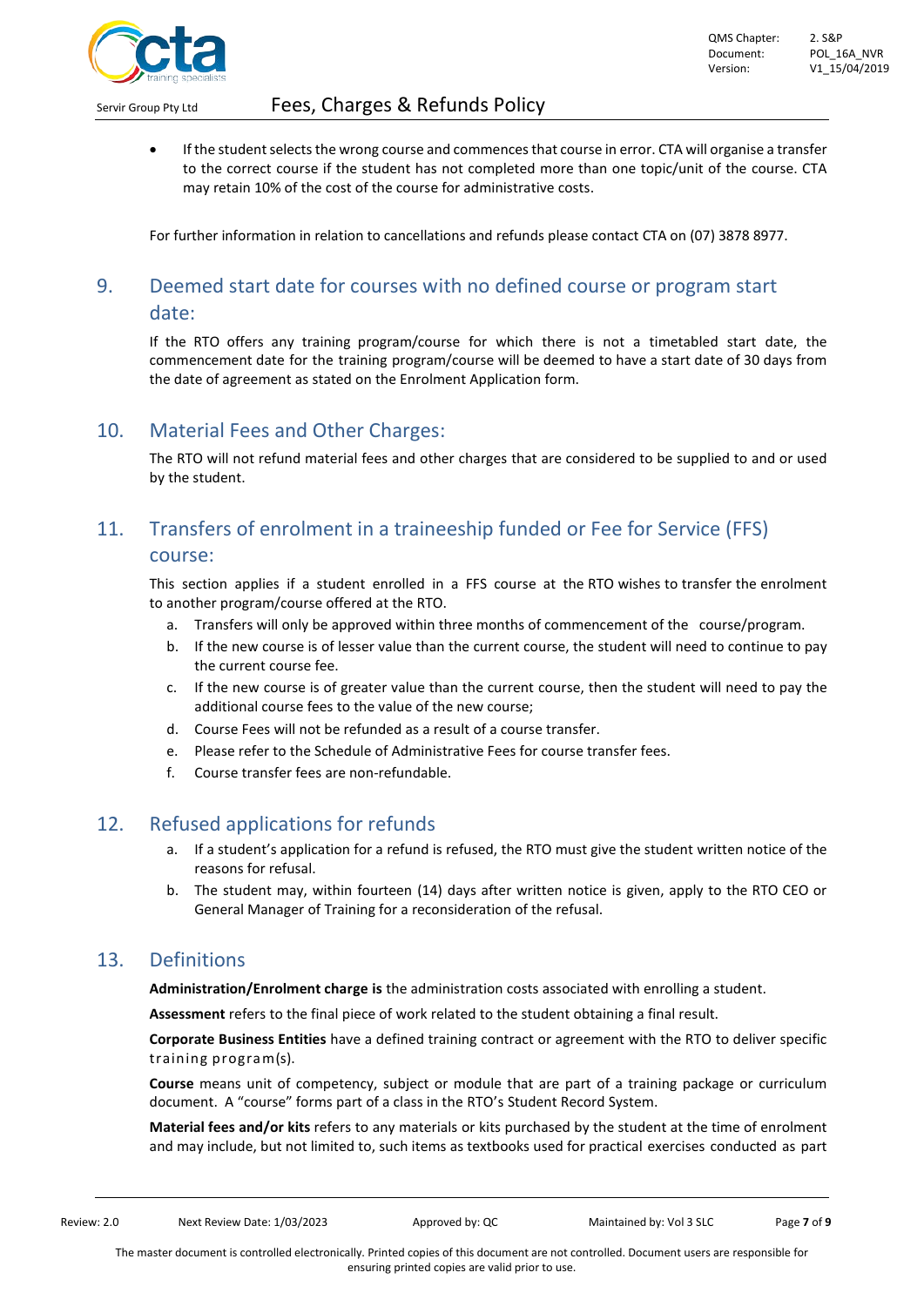- If the student selects the wrong course and commences that course in error. CTA will organise a transfer to the correct course if the student has not completed more than one topic/unit of the course. CTA may retain 10% of the cost of the course for administrative costs.

For further information in relation to cancellations and refunds please contact CTA on (07) 3878 8977.

## 9. Deemed start date for courses with no defined course or program start date:

If the RTO offers any training program/course for which there is not a timetabled start date, the commencement date for the training program/course will be deemed to have a start date of 30 days from the date of agreement as stated on the Enrolment Application form.

## 10. Material Fees and Other Charges:

The RTO will not refund material fees and other charges that are considered to be supplied to and or used by the student.

## 11. Transfers of enrolment in a traineeship funded or Fee for Service (FFS) course:

This section applies if a student enrolled in a FFS course at the RTO wishes to transfer the enrolment to another program/course offered at the RTO.

a. Transfers will only be approved within three months of commencement of the course/program.
b. If the new course is of lesser value than the current course, the student will need to continue to pay the current course fee.
c. If the new course is of greater value than the current course, then the student will need to pay the additional course fees to the value of the new course;
d. Course Fees will not be refunded as a result of a course transfer.
e. Please refer to the Schedule of Administrative Fees for course transfer fees.
f. Course transfer fees are non-refundable.

## 12. Refused applications for refunds

a. If a student's application for a refund is refused, the RTO must give the student written notice of the reasons for refusal.
b. The student may, within fourteen (14) days after written notice is given, apply to the RTO CEO or General Manager of Training for a reconsideration of the refusal.

## 13. Definitions

**Administration/Enrolment charge is** the administration costs associated with enrolling a student.

**Assessment** refers to the final piece of work related to the student obtaining a final result.

**Corporate Business Entities** have a defined training contract or agreement with the RTO to deliver specific training program(s).

**Course** means unit of competency, subject or module that are part of a training package or curriculum document. A "course" forms part of a class in the RTO's Student Record System.

**Material fees and/or kits** refers to any materials or kits purchased by the student at the time of enrolment and may include, but not limited to, such items as textbooks used for practical exercises conducted as part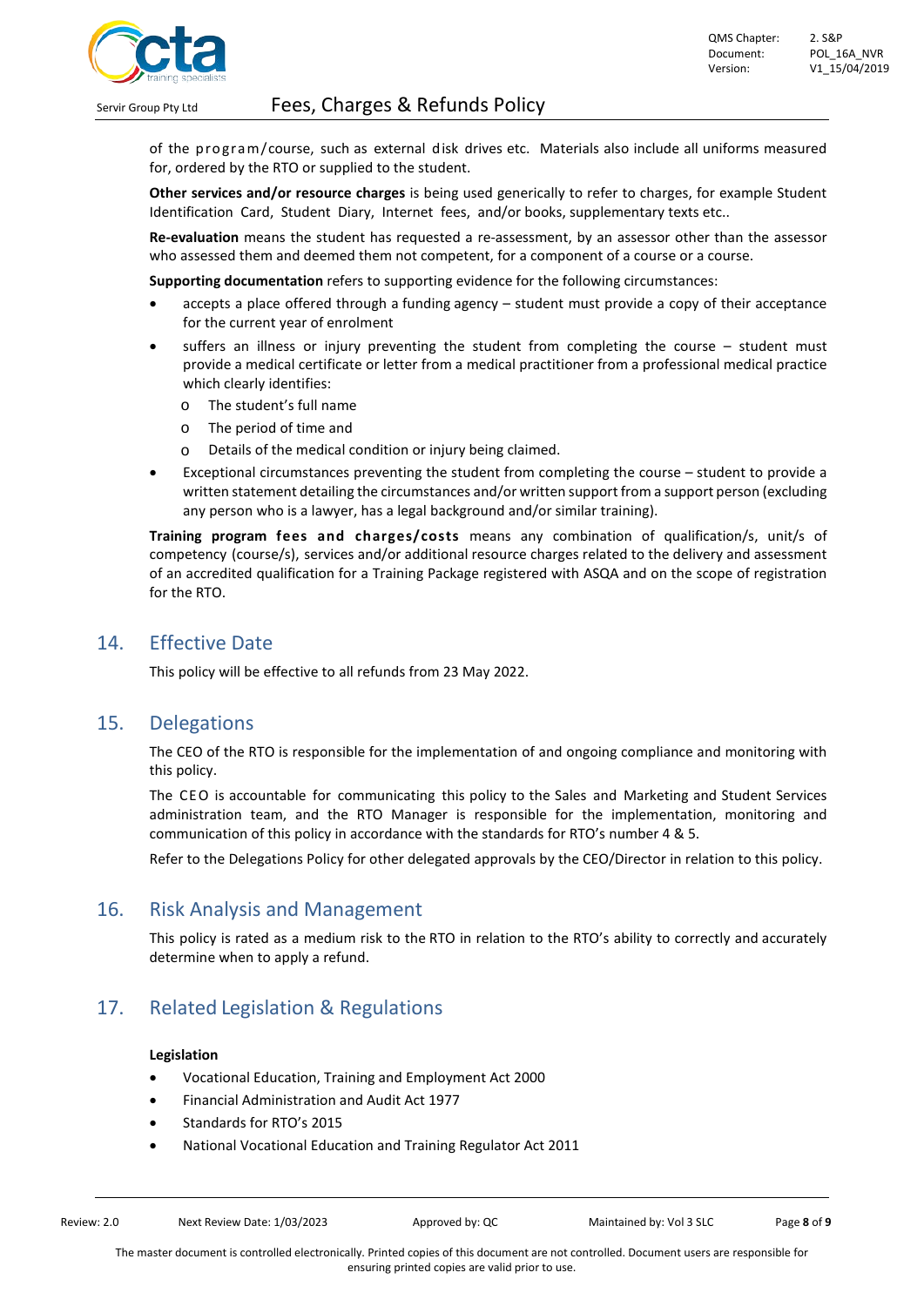of the program/course, such as external disk drives etc. Materials also include all uniforms measured for, ordered by the RTO or supplied to the student.

**Other services and/or resource charges** is being used generically to refer to charges, for example Student Identification Card, Student Diary, Internet fees, and/or books, supplementary texts etc..

**Re-evaluation** means the student has requested a re-assessment, by an assessor other than the assessor who assessed them and deemed them not competent, for a component of a course or a course.

**Supporting documentation** refers to supporting evidence for the following circumstances:

- accepts a place offered through a funding agency – student must provide a copy of their acceptance for the current year of enrolment
- suffers an illness or injury preventing the student from completing the course – student must provide a medical certificate or letter from a medical practitioner from a professional medical practice which clearly identifies:
  - The student's full name
  - The period of time and
  - Details of the medical condition or injury being claimed.
- Exceptional circumstances preventing the student from completing the course – student to provide a written statement detailing the circumstances and/or written support from a support person (excluding any person who is a lawyer, has a legal background and/or similar training).

**Training program fees and charges/costs** means any combination of qualification/s, unit/s of competency (course/s), services and/or additional resource charges related to the delivery and assessment of an accredited qualification for a Training Package registered with ASQA and on the scope of registration for the RTO.

## 14. Effective Date

This policy will be effective to all refunds from 23 May 2022.

## 15. Delegations

The CEO of the RTO is responsible for the implementation of and ongoing compliance and monitoring with this policy.

The CEO is accountable for communicating this policy to the Sales and Marketing and Student Services administration team, and the RTO Manager is responsible for the implementation, monitoring and communication of this policy in accordance with the standards for RTO's number 4 & 5.

Refer to the Delegations Policy for other delegated approvals by the CEO/Director in relation to this policy.

## 16. Risk Analysis and Management

This policy is rated as a medium risk to the RTO in relation to the RTO's ability to correctly and accurately determine when to apply a refund.

## 17. Related Legislation & Regulations

**Legislation**

- Vocational Education, Training and Employment Act 2000
- Financial Administration and Audit Act 1977
- Standards for RTO's 2015
- National Vocational Education and Training Regulator Act 2011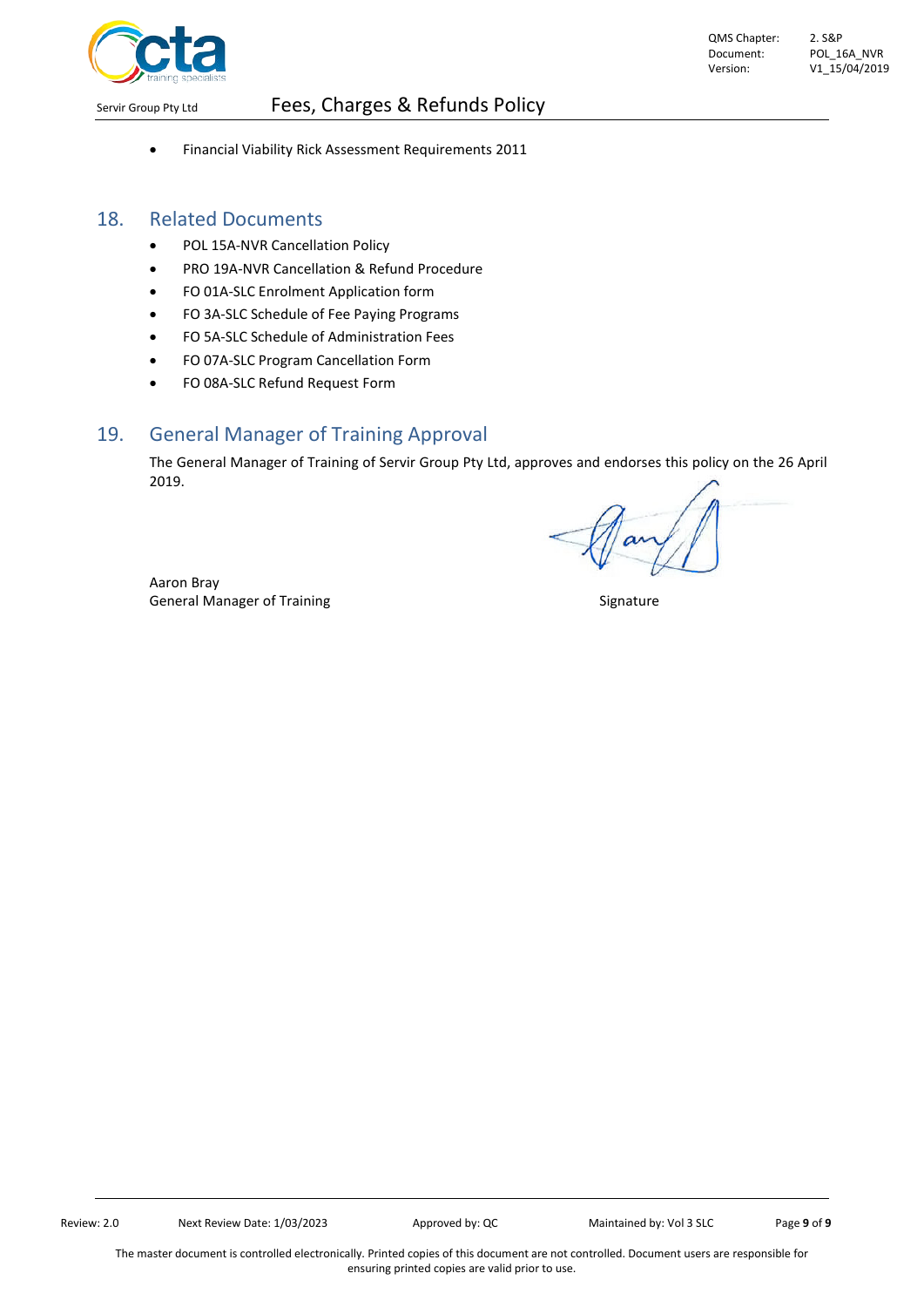- Financial Viability Rick Assessment Requirements 2011

## 18. Related Documents

- POL 15A-NVR Cancellation Policy
- PRO 19A-NVR Cancellation & Refund Procedure
- FO 01A-SLC Enrolment Application form
- FO 3A-SLC Schedule of Fee Paying Programs
- FO 5A-SLC Schedule of Administration Fees
- FO 07A-SLC Program Cancellation Form
- FO 08A-SLC Refund Request Form

## 19. General Manager of Training Approval

The General Manager of Training of Servir Group Pty Ltd, approves and endorses this policy on the 26 April 2019.

Aaron Bray
General Manager of Training

Signature